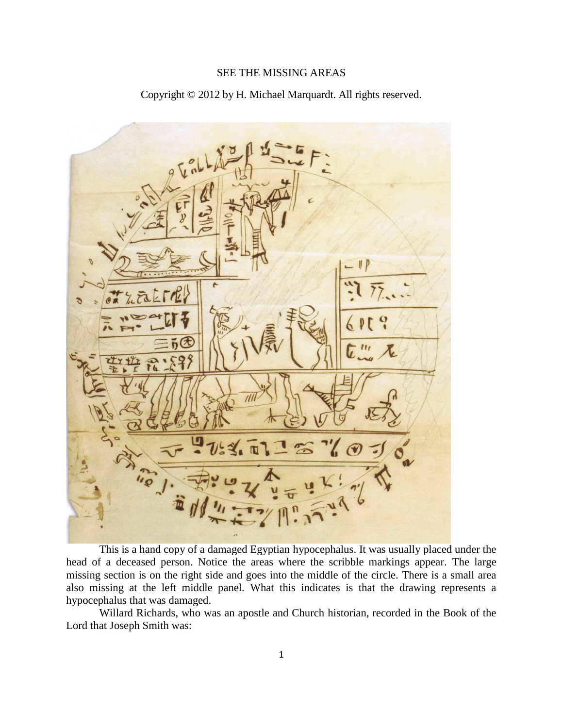SEE THE MISSING AREAS

Copyright © 2012 by H. Michael Marquardt. All rights reserved.

This is a hand copy of a damaged Egyptian hypocephalus. It was usually placed under the head of a deceased person. Notice the areas where the scribble markings appear. The large missing section is on the right side and goes into the middle of the circle. There is a small area also missing at the left middle panel. What this indicates is that the drawing represents a hypocephalus that was damaged.

Willard Richards, who was an apostle and Church historian, recorded in the Book of the Lord that Joseph Smith was: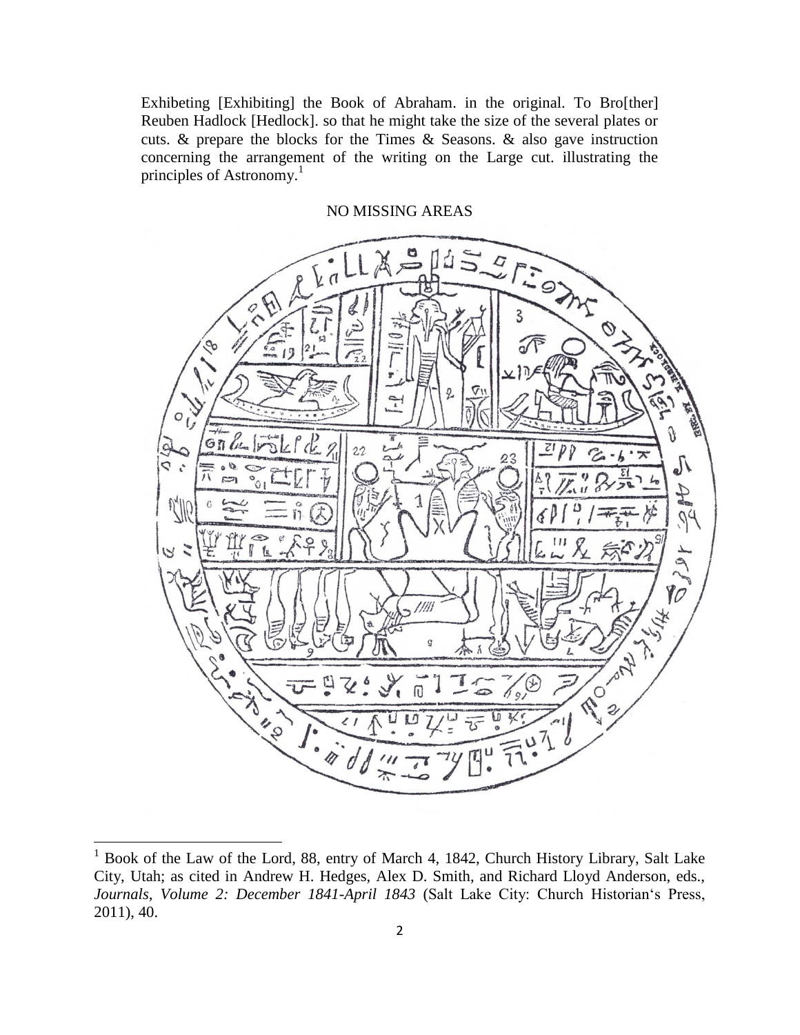Exhibeting [Exhibiting] the Book of Abraham. in the original. To Bro[ther] Reuben Hadlock [Hedlock]. so that he might take the size of the several plates or cuts. & prepare the blocks for the Times & Seasons. & also gave instruction concerning the arrangement of the writing on the Large cut. illustrating the principles of Astronomy.[1]

NO MISSING AREAS

[1] Book of the Law of the Lord, 88, entry of March 4, 1842, Church History Library, Salt Lake City, Utah; as cited in Andrew H. Hedges, Alex D. Smith, and Richard Lloyd Anderson, eds., *Journals, Volume 2: December 1841-April 1843* (Salt Lake City: Church Historian's Press, 2011), 40.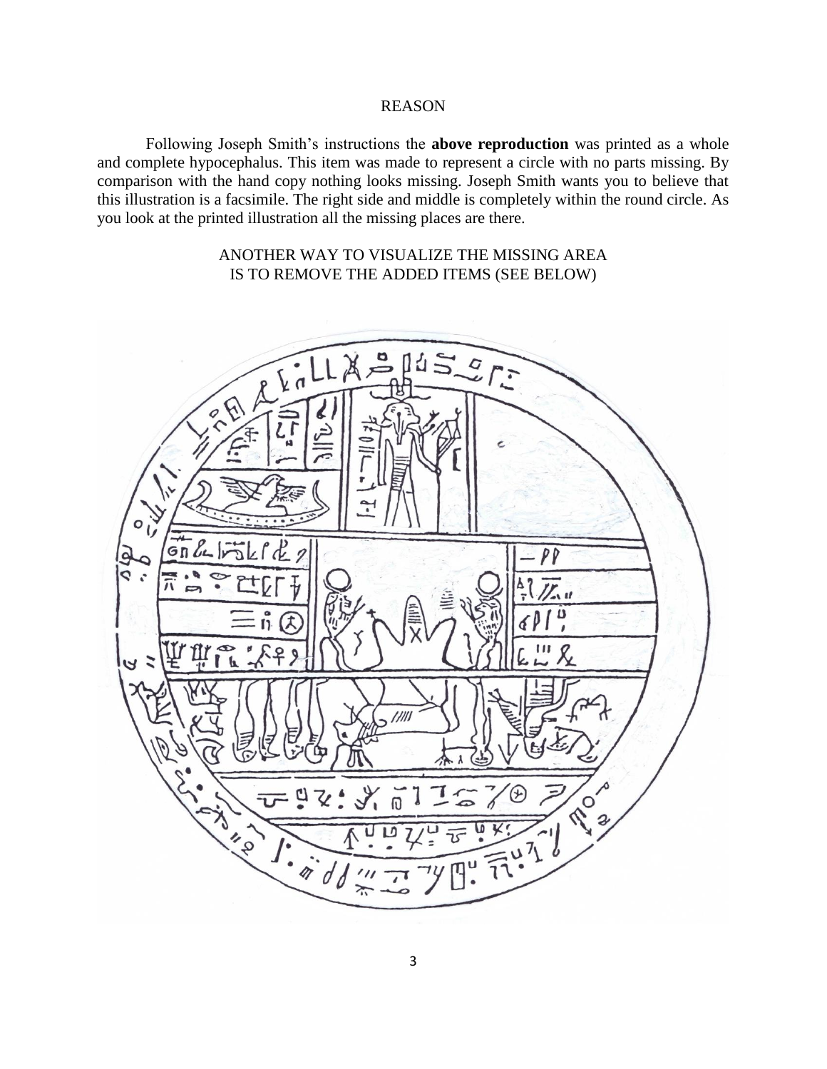REASON

Following Joseph Smith's instructions the **above reproduction** was printed as a whole and complete hypocephalus. This item was made to represent a circle with no parts missing. By comparison with the hand copy nothing looks missing. Joseph Smith wants you to believe that this illustration is a facsimile. The right side and middle is completely within the round circle. As you look at the printed illustration all the missing places are there.

ANOTHER WAY TO VISUALIZE THE MISSING AREA
IS TO REMOVE THE ADDED ITEMS (SEE BELOW)